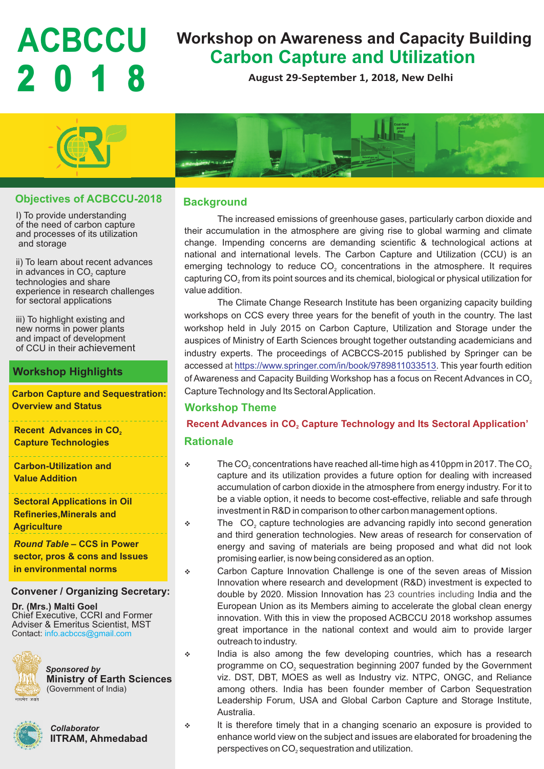# ACBCCU 2018

# Workshop on Awareness and Capacity Building
## Carbon Capture and Utilization

**August 29-September 1, 2018, New Delhi**

### Objectives of ACBCCU-2018

I) To provide understanding of the need of carbon capture and processes of its utilization and storage

ii) To learn about recent advances in advances in $CO_2$ capture technologies and share experience in research challenges for sectoral applications

iii) To highlight existing and new norms in power plants and impact of development of CCU in their achievement

### Workshop Highlights

**Carbon Capture and Sequestration: Overview and Status**

**Recent Advances in $CO_2$ Capture Technologies**

**Carbon-Utilization and Value Addition**

**Sectoral Applications in Oil Refineries,Minerals and Agriculture**

***Round Table* – CCS in Power sector, pros & cons and Issues in environmental norms**

### Convener / Organizing Secretary:

**Dr. (Mrs.) Malti Goel**
Chief Executive, CCRI and Former Adviser & Emeritus Scientist, MST
Contact: info.acbccs@gmail.com

*Sponsored by*
**Ministry of Earth Sciences**
(Government of India)

*Collaborator*
**IITRAM, Ahmedabad**

## Background

The increased emissions of greenhouse gases, particularly carbon dioxide and their accumulation in the atmosphere are giving rise to global warming and climate change. Impending concerns are demanding scientific & technological actions at national and international levels. The Carbon Capture and Utilization (CCU) is an emerging technology to reduce $CO_2$ concentrations in the atmosphere. It requires capturing $CO_2$ from its point sources and its chemical, biological or physical utilization for value addition.

The Climate Change Research Institute has been organizing capacity building workshops on CCS every three years for the benefit of youth in the country. The last workshop held in July 2015 on Carbon Capture, Utilization and Storage under the auspices of Ministry of Earth Sciences brought together outstanding academicians and industry experts. The proceedings of ACBCCS-2015 published by Springer can be accessed at https://www.springer.com/in/book/9789811033513. This year fourth edition of Awareness and Capacity Building Workshop has a focus on Recent Advances in $CO_2$ Capture Technology and Its Sectoral Application.

## Workshop Theme

**Recent Advances in $CO_2$ Capture Technology and Its Sectoral Application'**

## Rationale

- The $CO_2$ concentrations have reached all-time high as 410ppm in 2017. The $CO_2$ capture and its utilization provides a future option for dealing with increased accumulation of carbon dioxide in the atmosphere from energy industry. For it to be a viable option, it needs to become cost-effective, reliable and safe through investment in R&D in comparison to other carbon management options.
- The $CO_2$ capture technologies are advancing rapidly into second generation and third generation technologies. New areas of research for conservation of energy and saving of materials are being proposed and what did not look promising earlier, is now being considered as an option.
- Carbon Capture Innovation Challenge is one of the seven areas of Mission Innovation where research and development (R&D) investment is expected to double by 2020. Mission Innovation has 23 countries including India and the European Union as its Members aiming to accelerate the global clean energy innovation. With this in view the proposed ACBCCU 2018 workshop assumes great importance in the national context and would aim to provide larger outreach to industry.
- India is also among the few developing countries, which has a research programme on $CO_2$ sequestration beginning 2007 funded by the Government viz. DST, DBT, MOES as well as Industry viz. NTPC, ONGC, and Reliance among others. India has been founder member of Carbon Sequestration Leadership Forum, USA and Global Carbon Capture and Storage Institute, Australia.
- It is therefore timely that in a changing scenario an exposure is provided to enhance world view on the subject and issues are elaborated for broadening the perspectives on $CO_2$ sequestration and utilization.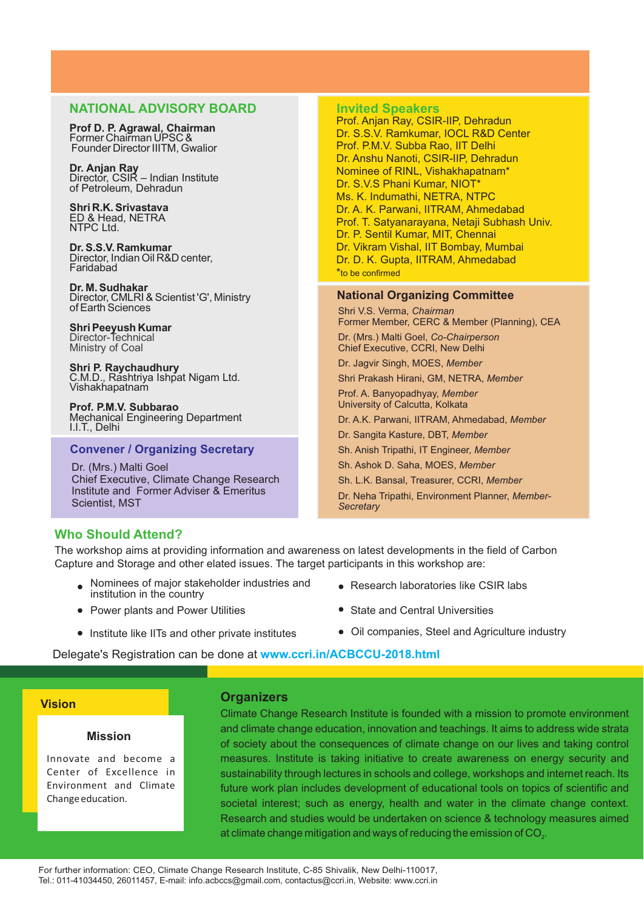## NATIONAL ADVISORY BOARD

**Prof D. P. Agrawal, Chairman**
Former Chairman UPSC &
Founder Director IIITM, Gwalior

**Dr. Anjan Ray**
Director, CSIR – Indian Institute of Petroleum, Dehradun

**Shri R.K. Srivastava**
ED & Head, NETRA
NTPC Ltd.

**Dr. S.S.V. Ramkumar**
Director, Indian Oil R&D center, Faridabad

**Dr. M. Sudhakar**
Director, CMLRI & Scientist 'G', Ministry of Earth Sciences

**Shri Peeyush Kumar**
Director-Technical
Ministry of Coal

**Shri P. Raychaudhury**
C.M.D., Rashtriya Ishpat Nigam Ltd.
Vishakhapatnam

**Prof. P.M.V. Subbarao**
Mechanical Engineering Department
I.I.T., Delhi

## Convener / Organizing Secretary

Dr. (Mrs.) Malti Goel
Chief Executive, Climate Change Research Institute and Former Adviser & Emeritus Scientist, MST

## Invited Speakers

Prof. Anjan Ray, CSIR-IIP, Dehradun
Dr. S.S.V. Ramkumar, IOCL R&D Center
Prof. P.M.V. Subba Rao, IIT Delhi
Dr. Anshu Nanoti, CSIR-IIP, Dehradun
Nominee of RINL, Vishakhapatnam*
Dr. S.V.S Phani Kumar, NIOT*
Ms. K. Indumathi, NETRA, NTPC
Dr. A. K. Parwani, IITRAM, Ahmedabad
Prof. T. Satyanarayana, Netaji Subhash Univ.
Dr. P. Sentil Kumar, MIT, Chennai
Dr. Vikram Vishal, IIT Bombay, Mumbai
Dr. D. K. Gupta, IITRAM, Ahmedabad
*to be confirmed

## National Organizing Committee

Shri V.S. Verma, *Chairman*
Former Member, CERC & Member (Planning), CEA

Dr. (Mrs.) Malti Goel, *Co-Chairperson*
Chief Executive, CCRI, New Delhi

Dr. Jagvir Singh, MOES, *Member*

Shri Prakash Hirani, GM, NETRA, *Member*

Prof. A. Banyopadhyay, *Member*
University of Calcutta, Kolkata

Dr. A.K. Parwani, IITRAM, Ahmedabad, *Member*

Dr. Sangita Kasture, DBT, *Member*

Sh. Anish Tripathi, IT Engineer, *Member*

Sh. Ashok D. Saha, MOES, *Member*

Sh. L.K. Bansal, Treasurer, CCRI, *Member*

Dr. Neha Tripathi, Environment Planner, *Member-Secretary*

## Who Should Attend?

The workshop aims at providing information and awareness on latest developments in the field of Carbon Capture and Storage and other elated issues. The target participants in this workshop are:

- Nominees of major stakeholder industries and institution in the country
- Power plants and Power Utilities
- Institute like IITs and other private institutes
- Research laboratories like CSIR labs
- State and Central Universities
- Oil companies, Steel and Agriculture industry

Delegate's Registration can be done at **www.ccri.in/ACBCCU-2018.html**

## Vision

### Mission

Innovate and become a Center of Excellence in Environment and Climate Change education.

## Organizers

Climate Change Research Institute is founded with a mission to promote environment and climate change education, innovation and teachings. It aims to address wide strata of society about the consequences of climate change on our lives and taking control measures. Institute is taking initiative to create awareness on energy security and sustainability through lectures in schools and college, workshops and internet reach. Its future work plan includes development of educational tools on topics of scientific and societal interest; such as energy, health and water in the climate change context. Research and studies would be undertaken on science & technology measures aimed at climate change mitigation and ways of reducing the emission of $CO_2$.

For further information: CEO, Climate Change Research Institute, C-85 Shivalik, New Delhi-110017,
Tel.: 011-41034450, 26011457, E-mail: info.acbccs@gmail.com, contactus@ccri.in, Website: www.ccri.in